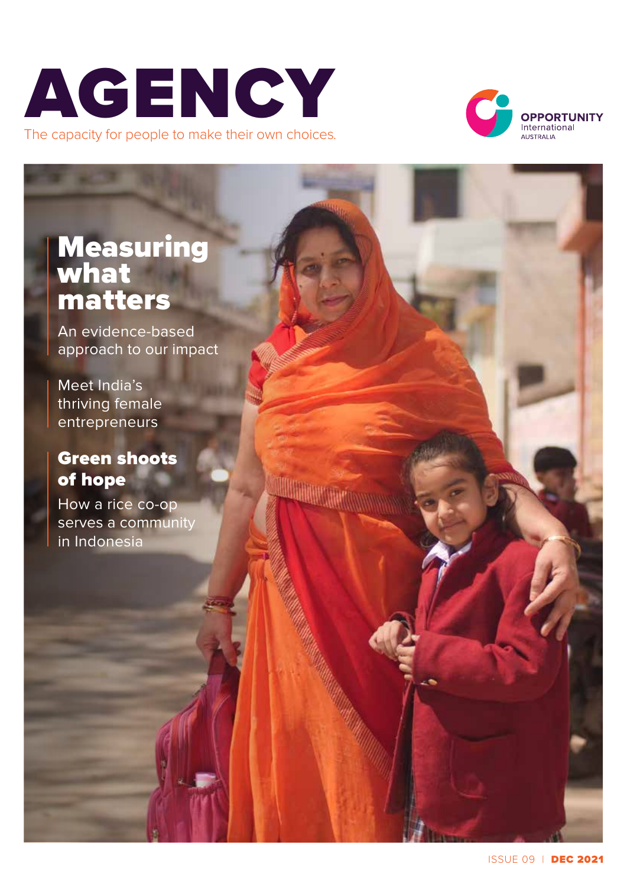# AGENCY

The capacity for people to make their own choices.

OPPORTUNITY International AUSTRALIA

## Measuring what matters

An evidence-based approach to our impact

Meet India's thriving female entrepreneurs

## Green shoots of hope

How a rice co-op serves a community in Indonesia

ISSUE 09 | **DEC 2021**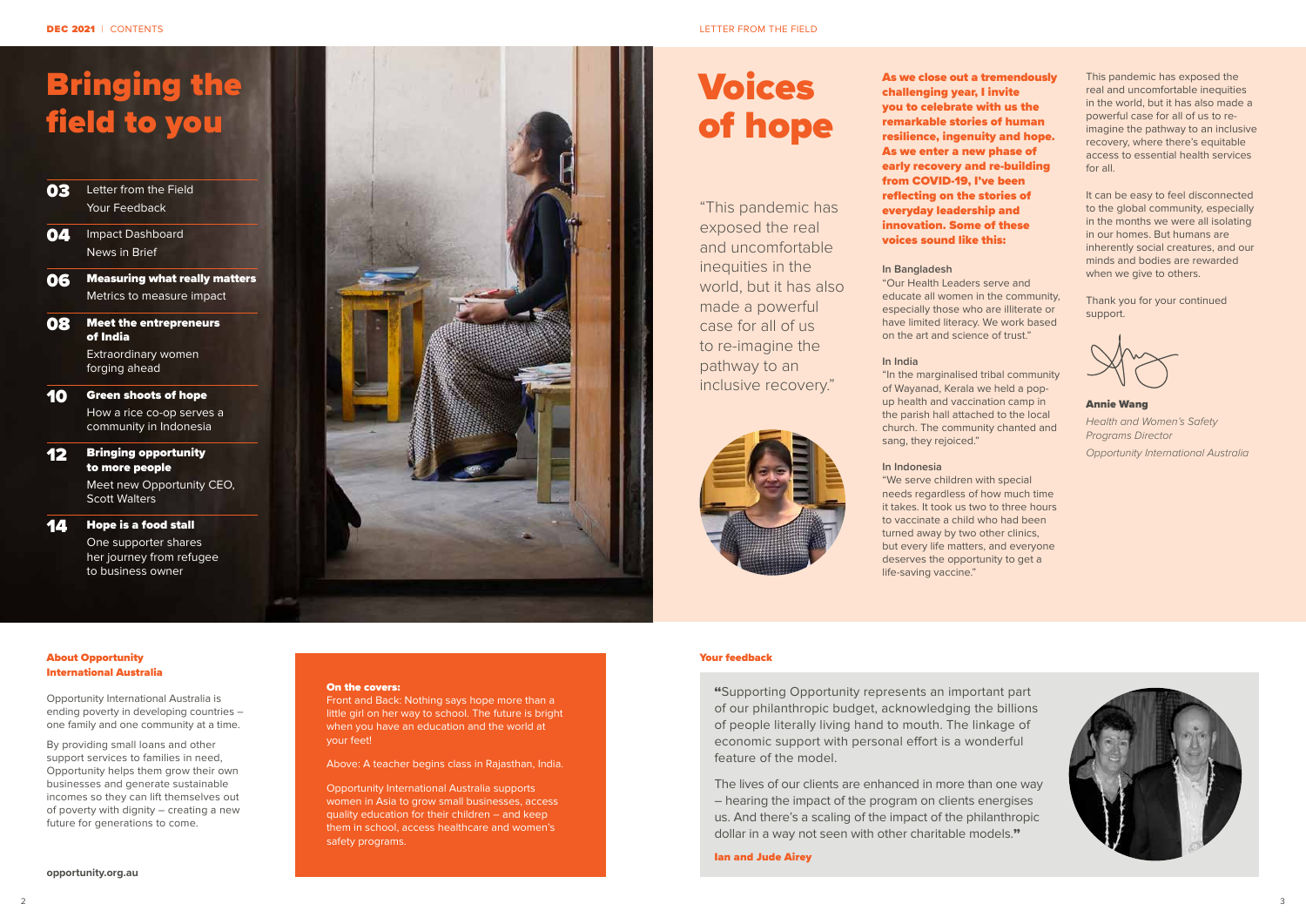# Bringing the field to you

**03** Letter from the Field
Your Feedback

**04** Impact Dashboard
News in Brief

**06** **Measuring what really matters**
Metrics to measure impact

**08** **Meet the entrepreneurs of India**
Extraordinary women forging ahead

**10** **Green shoots of hope**
How a rice co-op serves a community in Indonesia

**12** **Bringing opportunity to more people**
Meet new Opportunity CEO, Scott Walters

**14** **Hope is a food stall**
One supporter shares her journey from refugee to business owner

**About Opportunity International Australia**

Opportunity International Australia is ending poverty in developing countries – one family and one community at a time.

By providing small loans and other support services to families in need, Opportunity helps them grow their own businesses and generate sustainable incomes so they can lift themselves out of poverty with dignity – creating a new future for generations to come.

**opportunity.org.au**

**On the covers:**
Front and Back: Nothing says hope more than a little girl on her way to school. The future is bright when you have an education and the world at your feet!

Above: A teacher begins class in Rajasthan, India.

Opportunity International Australia supports women in Asia to grow small businesses, access quality education for their children – and keep them in school, access healthcare and women's safety programs.

LETTER FROM THE FIELD

# Voices of hope

"This pandemic has exposed the real and uncomfortable inequities in the world, but it has also made a powerful case for all of us to re-imagine the pathway to an inclusive recovery."

**As we close out a tremendously challenging year, I invite you to celebrate with us the remarkable stories of human resilience, ingenuity and hope. As we enter a new phase of early recovery and re-building from COVID-19, I've been reflecting on the stories of everyday leadership and innovation. Some of these voices sound like this:**

**In Bangladesh**
"Our Health Leaders serve and educate all women in the community, especially those who are illiterate or have limited literacy. We work based on the art and science of trust."

**In India**
"In the marginalised tribal community of Wayanad, Kerala we held a pop-up health and vaccination camp in the parish hall attached to the local church. The community chanted and sang, they rejoiced."

**In Indonesia**
"We serve children with special needs regardless of how much time it takes. It took us two to three hours to vaccinate a child who had been turned away by two other clinics, but every life matters, and everyone deserves the opportunity to get a life-saving vaccine."

This pandemic has exposed the real and uncomfortable inequities in the world, but it has also made a powerful case for all of us to re-imagine the pathway to an inclusive recovery, where there's equitable access to essential health services for all.

It can be easy to feel disconnected to the global community, especially in the months we were all isolating in our homes. But humans are inherently social creatures, and our minds and bodies are rewarded when we give to others.

Thank you for your continued support.

**Annie Wang**
*Health and Women's Safety Programs Director*
*Opportunity International Australia*

**Your feedback**

"Supporting Opportunity represents an important part of our philanthropic budget, acknowledging the billions of people literally living hand to mouth. The linkage of economic support with personal effort is a wonderful feature of the model.

The lives of our clients are enhanced in more than one way – hearing the impact of the program on clients energises us. And there's a scaling of the impact of the philanthropic dollar in a way not seen with other charitable models."

**Ian and Jude Airey**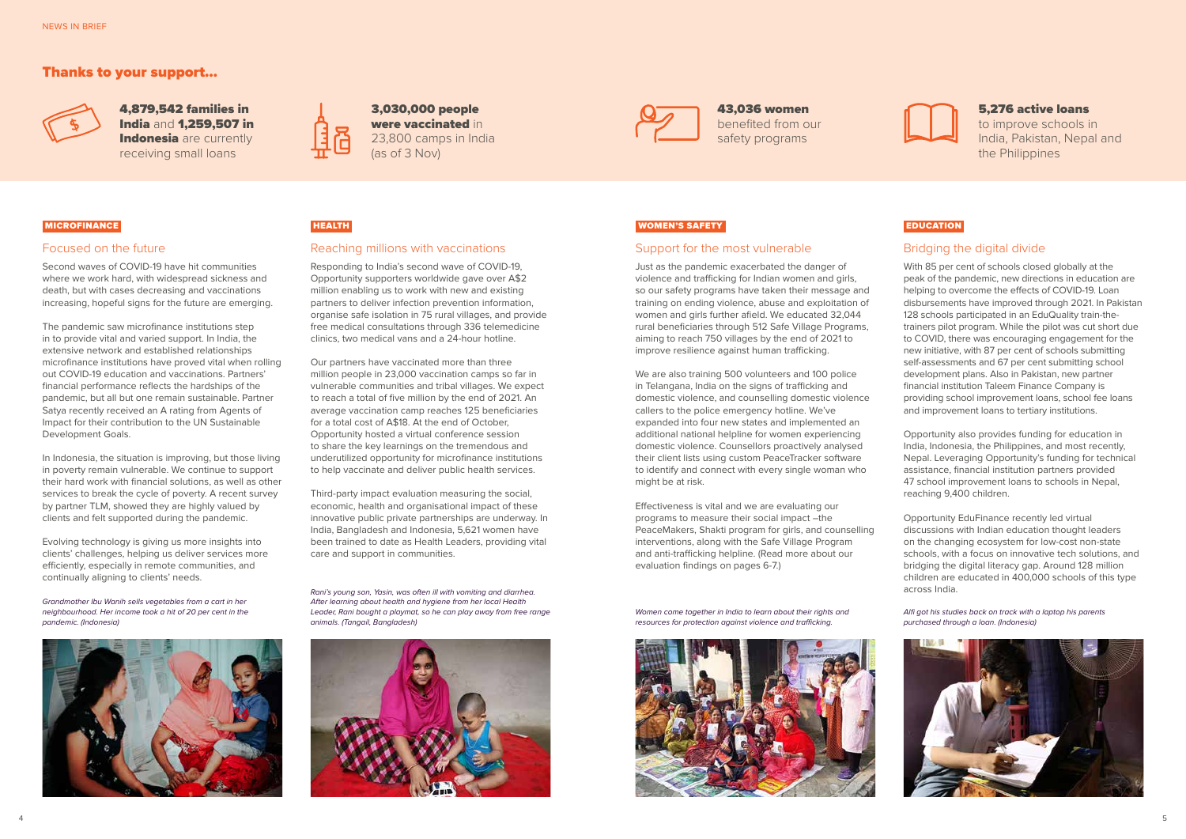## Thanks to your support...

**4,879,542 families in India** and **1,259,507 in Indonesia** are currently receiving small loans

**3,030,000 people were vaccinated** in 23,800 camps in India (as of 3 Nov)

**43,036 women** benefited from our safety programs

**5,276 active loans** to improve schools in India, Pakistan, Nepal and the Philippines

MICROFINANCE

### Focused on the future

Second waves of COVID-19 have hit communities where we work hard, with widespread sickness and death, but with cases decreasing and vaccinations increasing, hopeful signs for the future are emerging.

The pandemic saw microfinance institutions step in to provide vital and varied support. In India, the extensive network and established relationships microfinance institutions have proved vital when rolling out COVID-19 education and vaccinations. Partners' financial performance reflects the hardships of the pandemic, but all but one remain sustainable. Partner Satya recently received an A rating from Agents of Impact for their contribution to the UN Sustainable Development Goals.

In Indonesia, the situation is improving, but those living in poverty remain vulnerable. We continue to support their hard work with financial solutions, as well as other services to break the cycle of poverty. A recent survey by partner TLM, showed they are highly valued by clients and felt supported during the pandemic.

Evolving technology is giving us more insights into clients' challenges, helping us deliver services more efficiently, especially in remote communities, and continually aligning to clients' needs.

*Grandmother Ibu Wanih sells vegetables from a cart in her neighbourhood. Her income took a hit of 20 per cent in the pandemic. (Indonesia)*

HEALTH

### Reaching millions with vaccinations

Responding to India's second wave of COVID-19, Opportunity supporters worldwide gave over A$2 million enabling us to work with new and existing partners to deliver infection prevention information, organise safe isolation in 75 rural villages, and provide free medical consultations through 336 telemedicine clinics, two medical vans and a 24-hour hotline.

Our partners have vaccinated more than three million people in 23,000 vaccination camps so far in vulnerable communities and tribal villages. We expect to reach a total of five million by the end of 2021. An average vaccination camp reaches 125 beneficiaries for a total cost of A$18. At the end of October, Opportunity hosted a virtual conference session to share the key learnings on the tremendous and underutilized opportunity for microfinance institutions to help vaccinate and deliver public health services.

Third-party impact evaluation measuring the social, economic, health and organisational impact of these innovative public private partnerships are underway. In India, Bangladesh and Indonesia, 5,621 women have been trained to date as Health Leaders, providing vital care and support in communities.

*Rani's young son, Yasin, was often ill with vomiting and diarrhea. After learning about health and hygiene from her local Health Leader, Rani bought a playmat, so he can play away from free range animals. (Tangail, Bangladesh)*

WOMEN'S SAFETY

### Support for the most vulnerable

Just as the pandemic exacerbated the danger of violence and trafficking for Indian women and girls, so our safety programs have taken their message and training on ending violence, abuse and exploitation of women and girls further afield. We educated 32,044 rural beneficiaries through 512 Safe Village Programs, aiming to reach 750 villages by the end of 2021 to improve resilience against human trafficking.

We are also training 500 volunteers and 100 police in Telangana, India on the signs of trafficking and domestic violence, and counselling domestic violence callers to the police emergency hotline. We've expanded into four new states and implemented an additional national helpline for women experiencing domestic violence. Counsellors proactively analysed their client lists using custom PeaceTracker software to identify and connect with every single woman who might be at risk.

Effectiveness is vital and we are evaluating our programs to measure their social impact –the PeaceMakers, Shakti program for girls, and counselling interventions, along with the Safe Village Program and anti-trafficking helpline. (Read more about our evaluation findings on pages 6-7.)

*Women come together in India to learn about their rights and resources for protection against violence and trafficking.*

EDUCATION

### Bridging the digital divide

With 85 per cent of schools closed globally at the peak of the pandemic, new directions in education are helping to overcome the effects of COVID-19. Loan disbursements have improved through 2021. In Pakistan 128 schools participated in an EduQuality train-the-trainers pilot program. While the pilot was cut short due to COVID, there was encouraging engagement for the new initiative, with 87 per cent of schools submitting self-assessments and 67 per cent submitting school development plans. Also in Pakistan, new partner financial institution Taleem Finance Company is providing school improvement loans, school fee loans and improvement loans to tertiary institutions.

Opportunity also provides funding for education in India, Indonesia, the Philippines, and most recently, Nepal. Leveraging Opportunity's funding for technical assistance, financial institution partners provided 47 school improvement loans to schools in Nepal, reaching 9,400 children.

Opportunity EduFinance recently led virtual discussions with Indian education thought leaders on the changing ecosystem for low-cost non-state schools, with a focus on innovative tech solutions, and bridging the digital literacy gap. Around 128 million children are educated in 400,000 schools of this type across India.

*Alfi got his studies back on track with a laptop his parents purchased through a loan. (Indonesia)*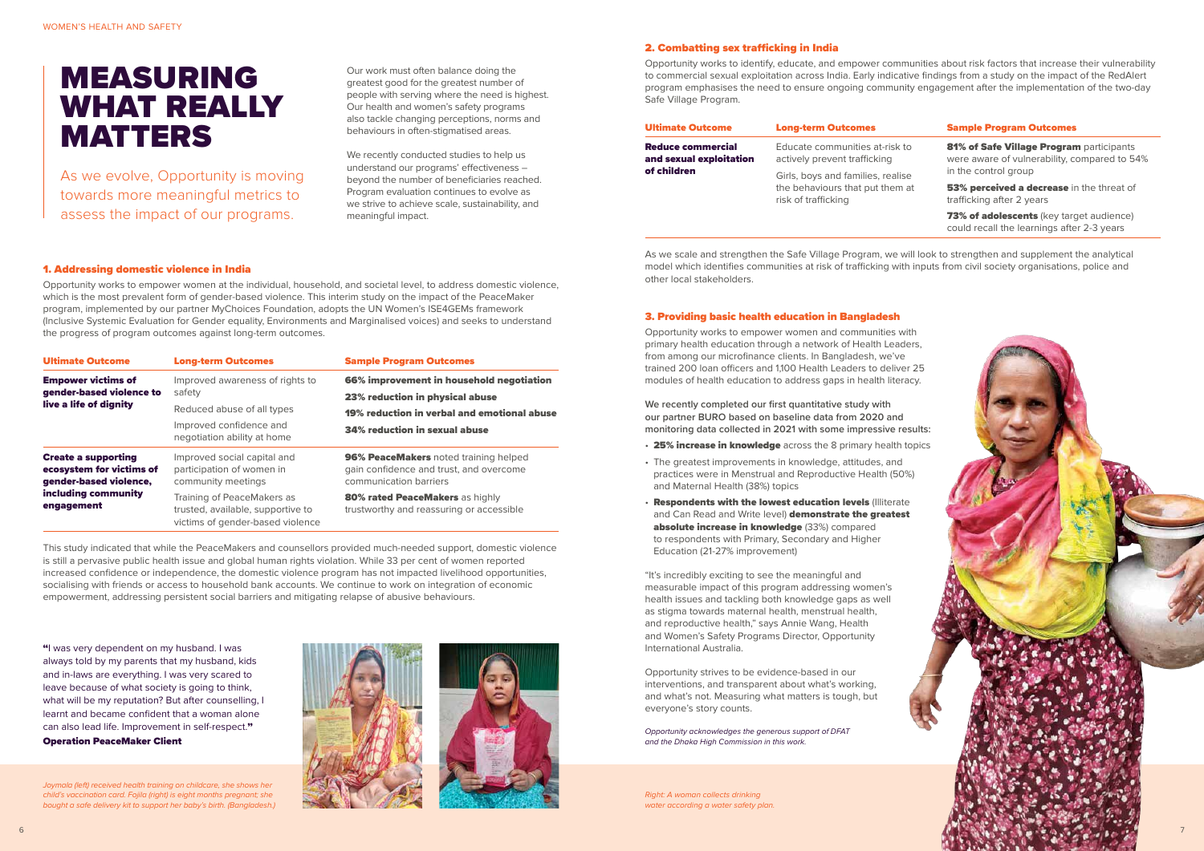# MEASURING WHAT REALLY MATTERS

As we evolve, Opportunity is moving towards more meaningful metrics to assess the impact of our programs.

Our work must often balance doing the greatest good for the greatest number of people with serving where the need is highest. Our health and women's safety programs also tackle changing perceptions, norms and behaviours in often-stigmatised areas.

We recently conducted studies to help us understand our programs' effectiveness – beyond the number of beneficiaries reached. Program evaluation continues to evolve as we strive to achieve scale, sustainability, and meaningful impact.

## 1. Addressing domestic violence in India

Opportunity works to empower women at the individual, household, and societal level, to address domestic violence, which is the most prevalent form of gender-based violence. This interim study on the impact of the PeaceMaker program, implemented by our partner MyChoices Foundation, adopts the UN Women's ISE4GEMs framework (Inclusive Systemic Evaluation for Gender equality, Environments and Marginalised voices) and seeks to understand the progress of program outcomes against long-term outcomes.

| Ultimate Outcome | Long-term Outcomes | Sample Program Outcomes |
|---|---|---|
| **Empower victims of gender-based violence to live a life of dignity** | Improved awareness of rights to safety<br>Reduced abuse of all types<br>Improved confidence and negotiation ability at home | **66% improvement in household negotiation**<br>**23% reduction in physical abuse**<br>**19% reduction in verbal and emotional abuse**<br>**34% reduction in sexual abuse** |
| **Create a supporting ecosystem for victims of gender-based violence, including community engagement** | Improved social capital and participation of women in community meetings<br>Training of PeaceMakers as trusted, available, supportive to victims of gender-based violence | **96% PeaceMakers** noted training helped gain confidence and trust, and overcome communication barriers<br>**80% rated PeaceMakers** as highly trustworthy and reassuring or accessible |

This study indicated that while the PeaceMakers and counsellors provided much-needed support, domestic violence is still a pervasive public health issue and global human rights violation. While 33 per cent of women reported increased confidence or independence, the domestic violence program has not impacted livelihood opportunities, socialising with friends or access to household bank accounts. We continue to work on integration of economic empowerment, addressing persistent social barriers and mitigating relapse of abusive behaviours.

"I was very dependent on my husband. I was always told by my parents that my husband, kids and in-laws are everything. I was very scared to leave because of what society is going to think, what will be my reputation? But after counselling, I learnt and became confident that a woman alone can also lead life. Improvement in self-respect."
**Operation PeaceMaker Client**

*Joymola (left) received health training on childcare, she shows her child's vaccination card. Fojila (right) is eight months pregnant; she bought a safe delivery kit to support her baby's birth. (Bangladesh.)*

## 2. Combatting sex trafficking in India

Opportunity works to identify, educate, and empower communities about risk factors that increase their vulnerability to commercial sexual exploitation across India. Early indicative findings from a study on the impact of the RedAlert program emphasises the need to ensure ongoing community engagement after the implementation of the two-day Safe Village Program.

| Ultimate Outcome | Long-term Outcomes | Sample Program Outcomes |
|---|---|---|
| **Reduce commercial and sexual exploitation of children** | Educate communities at-risk to actively prevent trafficking<br>Girls, boys and families, realise the behaviours that put them at risk of trafficking | **81% of Safe Village Program** participants were aware of vulnerability, compared to 54% in the control group<br>**53% perceived a decrease** in the threat of trafficking after 2 years<br>**73% of adolescents** (key target audience) could recall the learnings after 2-3 years |

As we scale and strengthen the Safe Village Program, we will look to strengthen and supplement the analytical model which identifies communities at risk of trafficking with inputs from civil society organisations, police and other local stakeholders.

## 3. Providing basic health education in Bangladesh

Opportunity works to empower women and communities with primary health education through a network of Health Leaders, from among our microfinance clients. In Bangladesh, we've trained 200 loan officers and 1,100 Health Leaders to deliver 25 modules of health education to address gaps in health literacy.

**We recently completed our first quantitative study with our partner BURO based on baseline data from 2020 and monitoring data collected in 2021 with some impressive results:**

- **25% increase in knowledge** across the 8 primary health topics
- The greatest improvements in knowledge, attitudes, and practices were in Menstrual and Reproductive Health (50%) and Maternal Health (38%) topics
- **Respondents with the lowest education levels** (Illiterate and Can Read and Write level) **demonstrate the greatest absolute increase in knowledge** (33%) compared to respondents with Primary, Secondary and Higher Education (21-27% improvement)

"It's incredibly exciting to see the meaningful and measurable impact of this program addressing women's health issues and tackling both knowledge gaps as well as stigma towards maternal health, menstrual health, and reproductive health," says Annie Wang, Health and Women's Safety Programs Director, Opportunity International Australia.

Opportunity strives to be evidence-based in our interventions, and transparent about what's working, and what's not. Measuring what matters is tough, but everyone's story counts.

*Opportunity acknowledges the generous support of DFAT and the Dhaka High Commission in this work.*

*Right: A woman collects drinking water according a water safety plan.*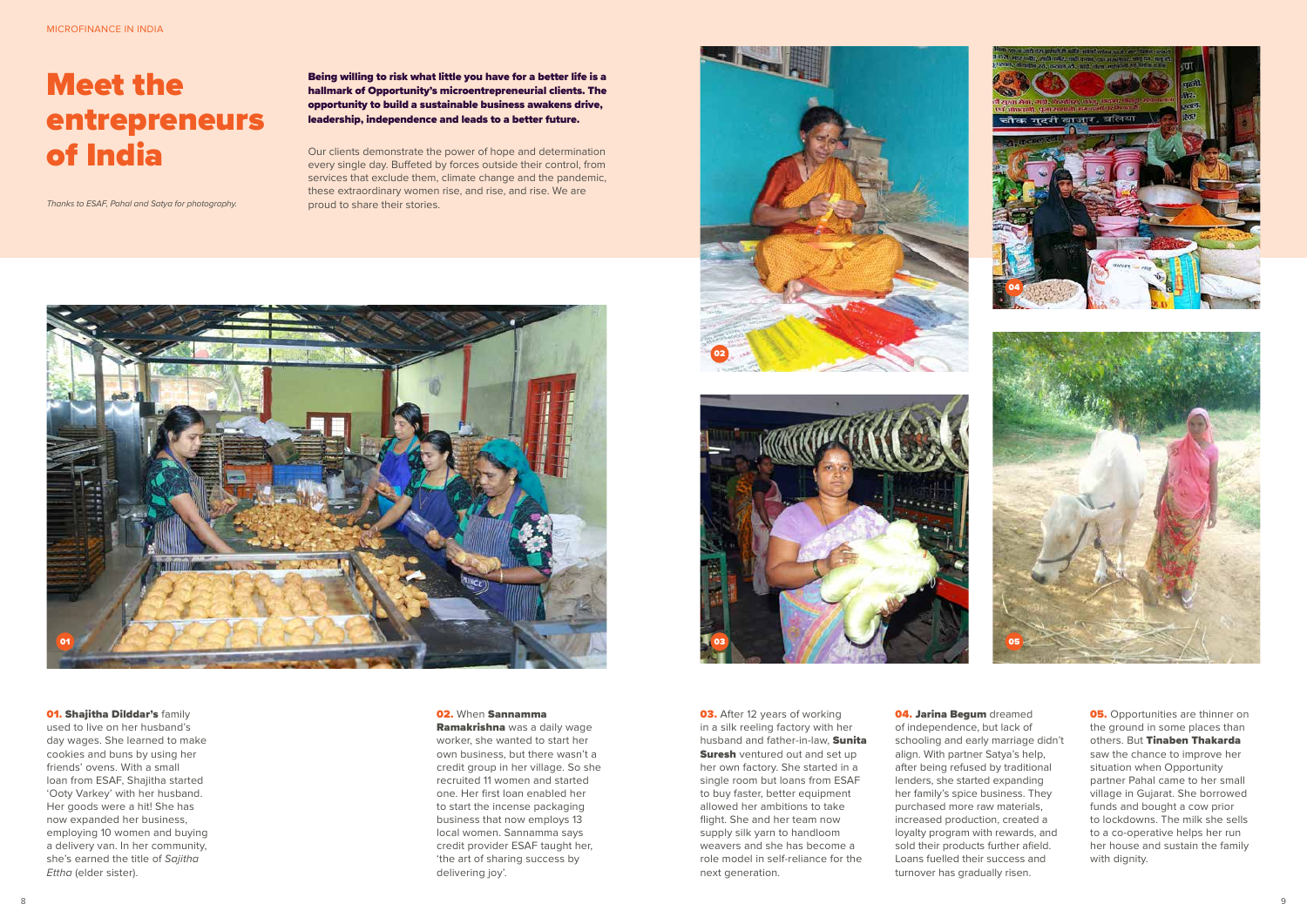# Meet the entrepreneurs of India

*Thanks to ESAF, Pahal and Satya for photography.*

**Being willing to risk what little you have for a better life is a hallmark of Opportunity's microentrepreneurial clients. The opportunity to build a sustainable business awakens drive, leadership, independence and leads to a better future.**

Our clients demonstrate the power of hope and determination every single day. Buffeted by forces outside their control, from services that exclude them, climate change and the pandemic, these extraordinary women rise, and rise, and rise. We are proud to share their stories.

**01. Shajitha Dilddar's** family used to live on her husband's day wages. She learned to make cookies and buns by using her friends' ovens. With a small loan from ESAF, Shajitha started 'Ooty Varkey' with her husband. Her goods were a hit! She has now expanded her business, employing 10 women and buying a delivery van. In her community, she's earned the title of *Sajitha Ettha* (elder sister).

**02.** When **Sannamma Ramakrishna** was a daily wage worker, she wanted to start her own business, but there wasn't a credit group in her village. So she recruited 11 women and started one. Her first loan enabled her to start the incense packaging business that now employs 13 local women. Sannamma says credit provider ESAF taught her, 'the art of sharing success by delivering joy'.

**03.** After 12 years of working in a silk reeling factory with her husband and father-in-law, **Sunita Suresh** ventured out and set up her own factory. She started in a single room but loans from ESAF to buy faster, better equipment allowed her ambitions to take flight. She and her team now supply silk yarn to handloom weavers and she has become a role model in self-reliance for the next generation.

**04. Jarina Begum** dreamed of independence, but lack of schooling and early marriage didn't align. With partner Satya's help, after being refused by traditional lenders, she started expanding her family's spice business. They purchased more raw materials, increased production, created a loyalty program with rewards, and sold their products further afield. Loans fuelled their success and turnover has gradually risen.

**05.** Opportunities are thinner on the ground in some places than others. But **Tinaben Thakarda** saw the chance to improve her situation when Opportunity partner Pahal came to her small village in Gujarat. She borrowed funds and bought a cow prior to lockdowns. The milk she sells to a co-operative helps her run her house and sustain the family with dignity.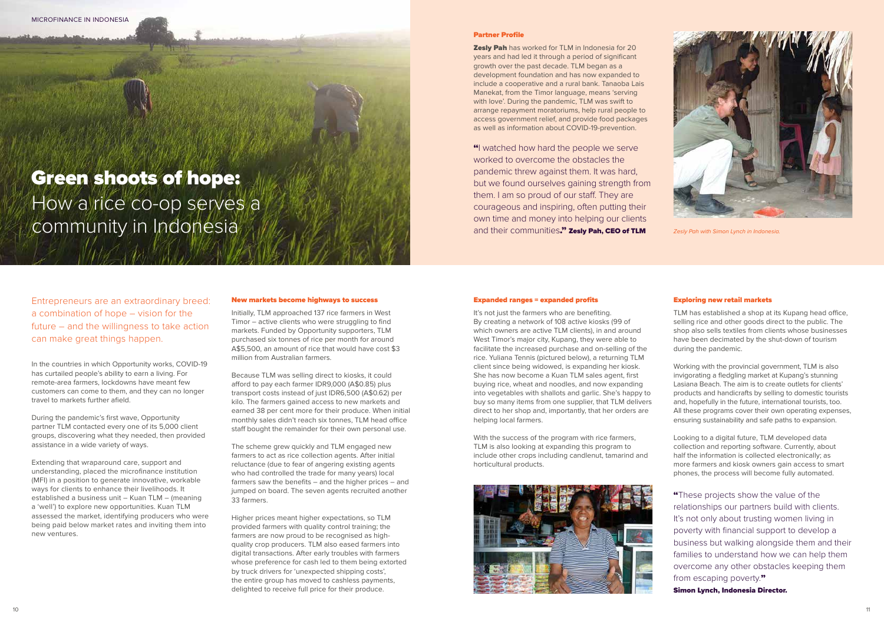# Green shoots of hope: How a rice co-op serves a community in Indonesia

## Partner Profile

**Zesly Pah** has worked for TLM in Indonesia for 20 years and had led it through a period of significant growth over the past decade. TLM began as a development foundation and has now expanded to include a cooperative and a rural bank. Tanaoba Lais Manekat, from the Timor language, means 'serving with love'. During the pandemic, TLM was swift to arrange repayment moratoriums, help rural people to access government relief, and provide food packages as well as information about COVID-19-prevention.

"I watched how hard the people we serve worked to overcome the obstacles the pandemic threw against them. It was hard, but we found ourselves gaining strength from them. I am so proud of our staff. They are courageous and inspiring, often putting their own time and money into helping our clients and their communities." **Zesly Pah, CEO of TLM**

*Zesly Pah with Simon Lynch in Indonesia.*

Entrepreneurs are an extraordinary breed: a combination of hope – vision for the future – and the willingness to take action can make great things happen.

In the countries in which Opportunity works, COVID-19 has curtailed people's ability to earn a living. For remote-area farmers, lockdowns have meant few customers can come to them, and they can no longer travel to markets further afield.

During the pandemic's first wave, Opportunity partner TLM contacted every one of its 5,000 client groups, discovering what they needed, then provided assistance in a wide variety of ways.

Extending that wraparound care, support and understanding, placed the microfinance institution (MFI) in a position to generate innovative, workable ways for clients to enhance their livelihoods. It established a business unit – Kuan TLM – (meaning a 'well') to explore new opportunities. Kuan TLM assessed the market, identifying producers who were being paid below market rates and inviting them into new ventures.

## New markets become highways to success

Initially, TLM approached 137 rice farmers in West Timor – active clients who were struggling to find markets. Funded by Opportunity supporters, TLM purchased six tonnes of rice per month for around A$5,500, an amount of rice that would have cost $3 million from Australian farmers.

Because TLM was selling direct to kiosks, it could afford to pay each farmer IDR9,000 (A$0.85) plus transport costs instead of just IDR6,500 (A$0.62) per kilo. The farmers gained access to new markets and earned 38 per cent more for their produce. When initial monthly sales didn't reach six tonnes, TLM head office staff bought the remainder for their own personal use.

The scheme grew quickly and TLM engaged new farmers to act as rice collection agents. After initial reluctance (due to fear of angering existing agents who had controlled the trade for many years) local farmers saw the benefits – and the higher prices – and jumped on board. The seven agents recruited another 33 farmers.

Higher prices meant higher expectations, so TLM provided farmers with quality control training; the farmers are now proud to be recognised as high-quality crop producers. TLM also eased farmers into digital transactions. After early troubles with farmers whose preference for cash led to them being extorted by truck drivers for 'unexpected shipping costs', the entire group has moved to cashless payments, delighted to receive full price for their produce.

## Expanded ranges = expanded profits

It's not just the farmers who are benefiting. By creating a network of 108 active kiosks (99 of which owners are active TLM clients), in and around West Timor's major city, Kupang, they were able to facilitate the increased purchase and on-selling of the rice. Yuliana Tennis (pictured below), a returning TLM client since being widowed, is expanding her kiosk. She has now become a Kuan TLM sales agent, first buying rice, wheat and noodles, and now expanding into vegetables with shallots and garlic. She's happy to buy so many items from one supplier, that TLM delivers direct to her shop and, importantly, that her orders are helping local farmers.

With the success of the program with rice farmers, TLM is also looking at expanding this program to include other crops including candlenut, tamarind and horticultural products.

## Exploring new retail markets

TLM has established a shop at its Kupang head office, selling rice and other goods direct to the public. The shop also sells textiles from clients whose businesses have been decimated by the shut-down of tourism during the pandemic.

Working with the provincial government, TLM is also invigorating a fledgling market at Kupang's stunning Lasiana Beach. The aim is to create outlets for clients' products and handicrafts by selling to domestic tourists and, hopefully in the future, international tourists, too. All these programs cover their own operating expenses, ensuring sustainability and safe paths to expansion.

Looking to a digital future, TLM developed data collection and reporting software. Currently, about half the information is collected electronically; as more farmers and kiosk owners gain access to smart phones, the process will become fully automated.

"These projects show the value of the relationships our partners build with clients. It's not only about trusting women living in poverty with financial support to develop a business but walking alongside them and their families to understand how we can help them overcome any other obstacles keeping them from escaping poverty."
**Simon Lynch, Indonesia Director.**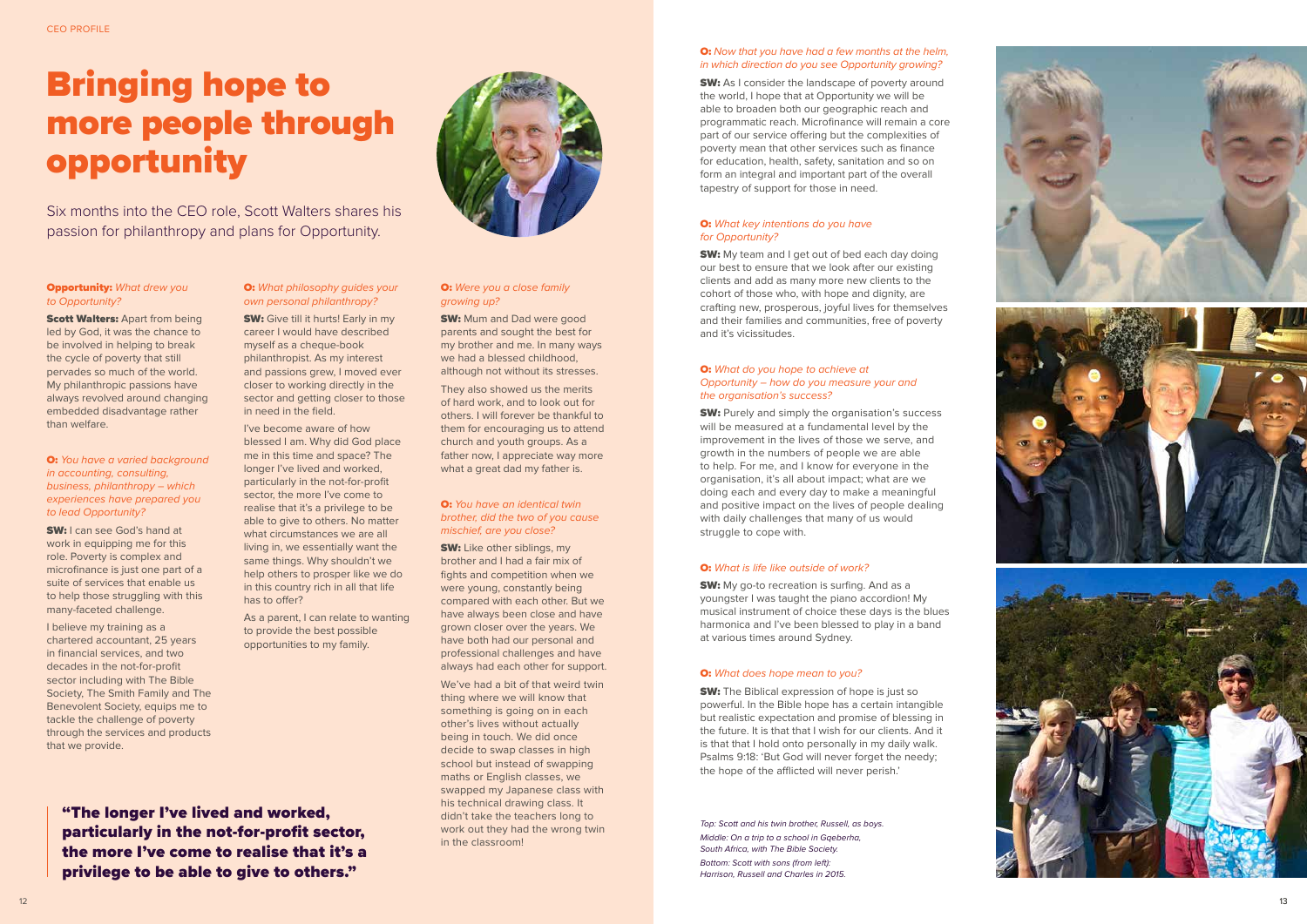CEO PROFILE

# Bringing hope to more people through opportunity

Six months into the CEO role, Scott Walters shares his passion for philanthropy and plans for Opportunity.

**Opportunity:** *What drew you to Opportunity?*

**Scott Walters:** Apart from being led by God, it was the chance to be involved in helping to break the cycle of poverty that still pervades so much of the world. My philanthropic passions have always revolved around changing embedded disadvantage rather than welfare.

**O:** *You have a varied background in accounting, consulting, business, philanthropy – which experiences have prepared you to lead Opportunity?*

**SW:** I can see God's hand at work in equipping me for this role. Poverty is complex and microfinance is just one part of a suite of services that enable us to help those struggling with this many-faceted challenge.

I believe my training as a chartered accountant, 25 years in financial services, and two decades in the not-for-profit sector including with The Bible Society, The Smith Family and The Benevolent Society, equips me to tackle the challenge of poverty through the services and products that we provide.

**O:** *What philosophy guides your own personal philanthropy?*

**SW:** Give till it hurts! Early in my career I would have described myself as a cheque-book philanthropist. As my interest and passions grew, I moved ever closer to working directly in the sector and getting closer to those in need in the field.

I've become aware of how blessed I am. Why did God place me in this time and space? The longer I've lived and worked, particularly in the not-for-profit sector, the more I've come to realise that it's a privilege to be able to give to others. No matter what circumstances we are all living in, we essentially want the same things. Why shouldn't we help others to prosper like we do in this country rich in all that life has to offer?

As a parent, I can relate to wanting to provide the best possible opportunities to my family.

> **"The longer I've lived and worked, particularly in the not-for-profit sector, the more I've come to realise that it's a privilege to be able to give to others."**

**O:** *Were you a close family growing up?*

**SW:** Mum and Dad were good parents and sought the best for my brother and me. In many ways we had a blessed childhood, although not without its stresses.

They also showed us the merits of hard work, and to look out for others. I will forever be thankful to them for encouraging us to attend church and youth groups. As a father now, I appreciate way more what a great dad my father is.

**O:** *You have an identical twin brother, did the two of you cause mischief, are you close?*

**SW:** Like other siblings, my brother and I had a fair mix of fights and competition when we were young, constantly being compared with each other. But we have always been close and have grown closer over the years. We have both had our personal and professional challenges and have always had each other for support.

We've had a bit of that weird twin thing where we will know that something is going on in each other's lives without actually being in touch. We did once decide to swap classes in high school but instead of swapping maths or English classes, we swapped my Japanese class with his technical drawing class. It didn't take the teachers long to work out they had the wrong twin in the classroom!

**O:** *Now that you have had a few months at the helm, in which direction do you see Opportunity growing?*

**SW:** As I consider the landscape of poverty around the world, I hope that at Opportunity we will be able to broaden both our geographic reach and programmatic reach. Microfinance will remain a core part of our service offering but the complexities of poverty mean that other services such as finance for education, health, safety, sanitation and so on form an integral and important part of the overall tapestry of support for those in need.

**O:** *What key intentions do you have for Opportunity?*

**SW:** My team and I get out of bed each day doing our best to ensure that we look after our existing clients and add as many more new clients to the cohort of those who, with hope and dignity, are crafting new, prosperous, joyful lives for themselves and their families and communities, free of poverty and it's vicissitudes.

**O:** *What do you hope to achieve at Opportunity – how do you measure your and the organisation's success?*

**SW:** Purely and simply the organisation's success will be measured at a fundamental level by the improvement in the lives of those we serve, and growth in the numbers of people we are able to help. For me, and I know for everyone in the organisation, it's all about impact; what are we doing each and every day to make a meaningful and positive impact on the lives of people dealing with daily challenges that many of us would struggle to cope with.

**O:** *What is life like outside of work?*

**SW:** My go-to recreation is surfing. And as a youngster I was taught the piano accordion! My musical instrument of choice these days is the blues harmonica and I've been blessed to play in a band at various times around Sydney.

**O:** *What does hope mean to you?*

**SW:** The Biblical expression of hope is just so powerful. In the Bible hope has a certain intangible but realistic expectation and promise of blessing in the future. It is that that I wish for our clients. And it is that that I hold onto personally in my daily walk. Psalms 9:18: 'But God will never forget the needy; the hope of the afflicted will never perish.'

*Top: Scott and his twin brother, Russell, as boys.*
*Middle: On a trip to a school in Gqeberha, South Africa, with The Bible Society.*
*Bottom: Scott with sons (from left): Harrison, Russell and Charles in 2015.*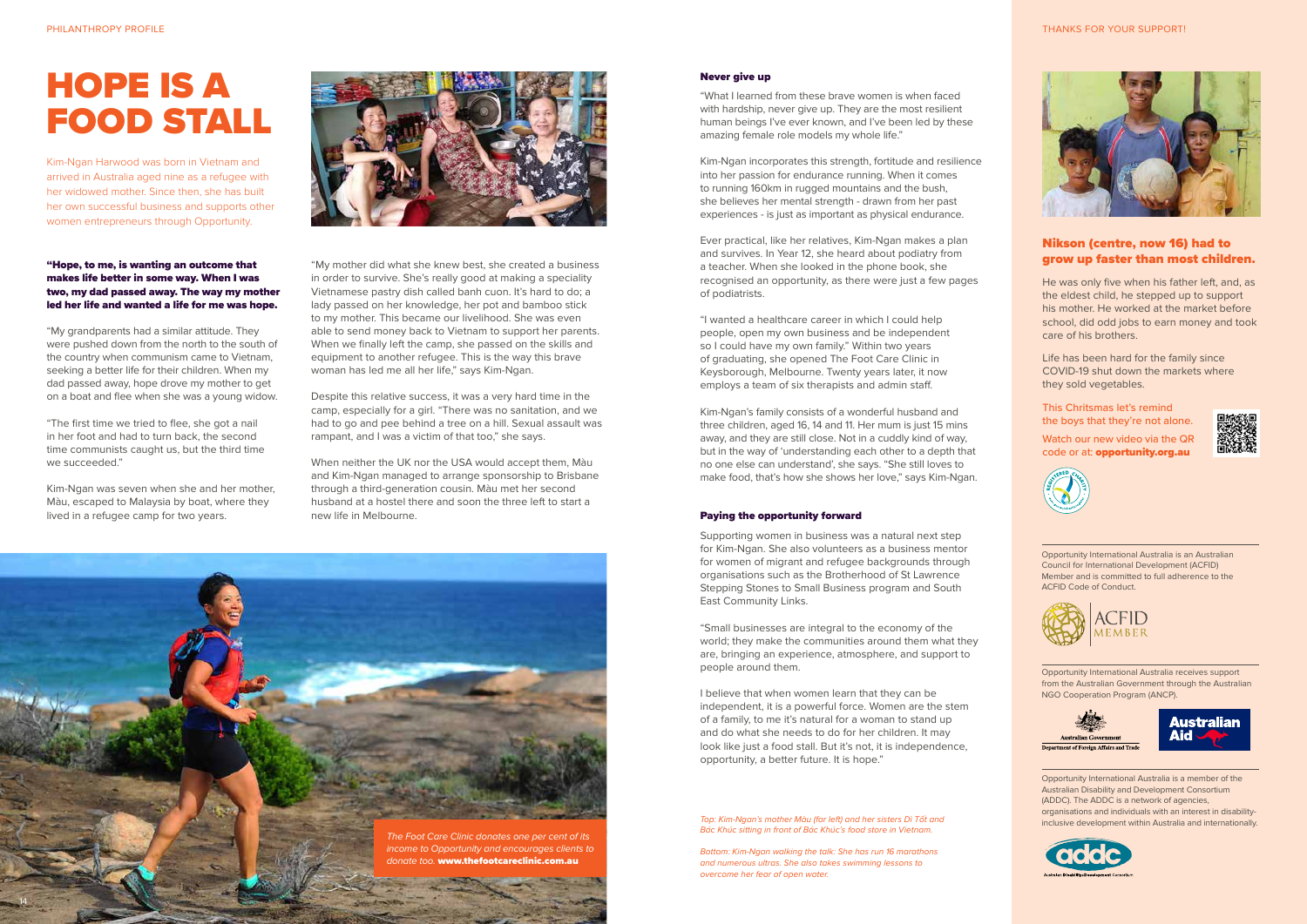# HOPE IS A FOOD STALL

Kim-Ngan Harwood was born in Vietnam and arrived in Australia aged nine as a refugee with her widowed mother. Since then, she has built her own successful business and supports other women entrepreneurs through Opportunity.

**"Hope, to me, is wanting an outcome that makes life better in some way. When I was two, my dad passed away. The way my mother led her life and wanted a life for me was hope.**

"My grandparents had a similar attitude. They were pushed down from the north to the south of the country when communism came to Vietnam, seeking a better life for their children. When my dad passed away, hope drove my mother to get on a boat and flee when she was a young widow.

"The first time we tried to flee, she got a nail in her foot and had to turn back, the second time communists caught us, but the third time we succeeded."

Kim-Ngan was seven when she and her mother, Màu, escaped to Malaysia by boat, where they lived in a refugee camp for two years.

"My mother did what she knew best, she created a business in order to survive. She's really good at making a speciality Vietnamese pastry dish called banh cuon. It's hard to do; a lady passed on her knowledge, her pot and bamboo stick to my mother. This became our livelihood. She was even able to send money back to Vietnam to support her parents. When we finally left the camp, she passed on the skills and equipment to another refugee. This is the way this brave woman has led me all her life," says Kim-Ngan.

Despite this relative success, it was a very hard time in the camp, especially for a girl. "There was no sanitation, and we had to go and pee behind a tree on a hill. Sexual assault was rampant, and I was a victim of that too," she says.

When neither the UK nor the USA would accept them, Màu and Kim-Ngan managed to arrange sponsorship to Brisbane through a third-generation cousin. Màu met her second husband at a hostel there and soon the three left to start a new life in Melbourne.

*The Foot Care Clinic donates one per cent of its income to Opportunity and encourages clients to donate too.* **www.thefootcareclinic.com.au**

## Never give up

"What I learned from these brave women is when faced with hardship, never give up. They are the most resilient human beings I've ever known, and I've been led by these amazing female role models my whole life."

Kim-Ngan incorporates this strength, fortitude and resilience into her passion for endurance running. When it comes to running 160km in rugged mountains and the bush, she believes her mental strength - drawn from her past experiences - is just as important as physical endurance.

Ever practical, like her relatives, Kim-Ngan makes a plan and survives. In Year 12, she heard about podiatry from a teacher. When she looked in the phone book, she recognised an opportunity, as there were just a few pages of podiatrists.

"I wanted a healthcare career in which I could help people, open my own business and be independent so I could have my own family." Within two years of graduating, she opened The Foot Care Clinic in Keysborough, Melbourne. Twenty years later, it now employs a team of six therapists and admin staff.

Kim-Ngan's family consists of a wonderful husband and three children, aged 16, 14 and 11. Her mum is just 15 mins away, and they are still close. Not in a cuddly kind of way, but in the way of 'understanding each other to a depth that no one else can understand', she says. "She still loves to make food, that's how she shows her love," says Kim-Ngan.

## Paying the opportunity forward

Supporting women in business was a natural next step for Kim-Ngan. She also volunteers as a business mentor for women of migrant and refugee backgrounds through organisations such as the Brotherhood of St Lawrence Stepping Stones to Small Business program and South East Community Links.

"Small businesses are integral to the economy of the world; they make the communities around them what they are, bringing an experience, atmosphere, and support to people around them.

I believe that when women learn that they can be independent, it is a powerful force. Women are the stem of a family, to me it's natural for a woman to stand up and do what she needs to do for her children. It may look like just a food stall. But it's not, it is independence, opportunity, a better future. It is hope."

*Top: Kim-Ngan's mother Màu (far left) and her sisters Dì Tốt and Bác Khúc sitting in front of Bác Khúc's food store in Vietnam.*

*Bottom: Kim-Ngan walking the talk: She has run 16 marathons and numerous ultras. She also takes swimming lessons to overcome her fear of open water.*

## Nikson (centre, now 16) had to grow up faster than most children.

He was only five when his father left, and, as the eldest child, he stepped up to support his mother. He worked at the market before school, did odd jobs to earn money and took care of his brothers.

Life has been hard for the family since COVID-19 shut down the markets where they sold vegetables.

This Christmas let's remind the boys that they're not alone.

Watch our new video via the QR code or at: **opportunity.org.au**

Opportunity International Australia is an Australian Council for International Development (ACFID) Member and is committed to full adherence to the ACFID Code of Conduct.

Opportunity International Australia receives support from the Australian Government through the Australian NGO Cooperation Program (ANCP).

Opportunity International Australia is a member of the Australian Disability and Development Consortium (ADDC). The ADDC is a network of agencies, organisations and individuals with an interest in disability-inclusive development within Australia and internationally.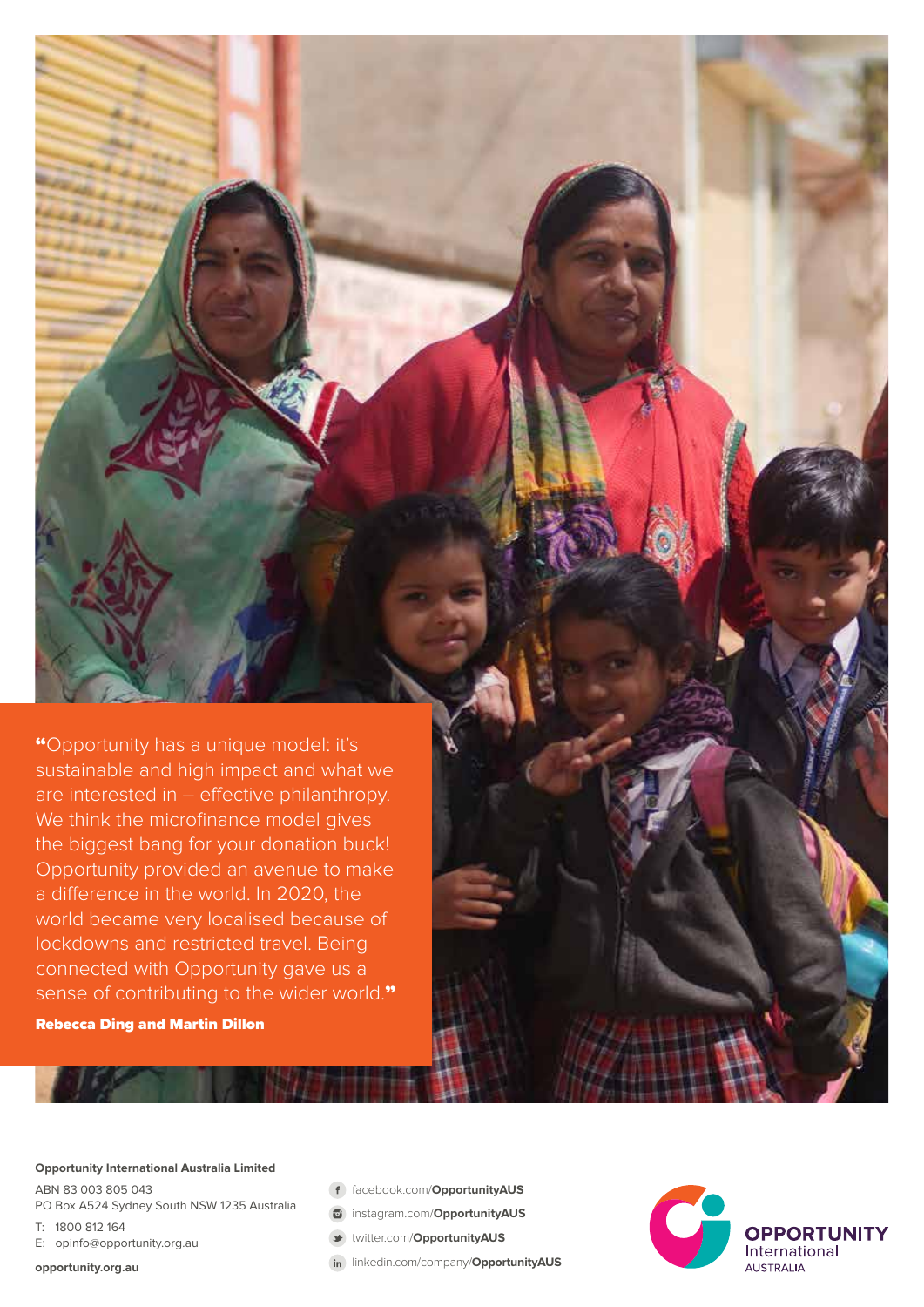"Opportunity has a unique model: it's sustainable and high impact and what we are interested in – effective philanthropy. We think the microfinance model gives the biggest bang for your donation buck! Opportunity provided an avenue to make a difference in the world. In 2020, the world became very localised because of lockdowns and restricted travel. Being connected with Opportunity gave us a sense of contributing to the wider world."

**Rebecca Ding and Martin Dillon**

**Opportunity International Australia Limited**

ABN 83 003 805 043
PO Box A524 Sydney South NSW 1235 Australia

T: 1800 812 164
E: opinfo@opportunity.org.au

**opportunity.org.au**

facebook.com/**OpportunityAUS**
instagram.com/**OpportunityAUS**
twitter.com/**OpportunityAUS**
linkedin.com/company/**OpportunityAUS**

OPPORTUNITY International AUSTRALIA